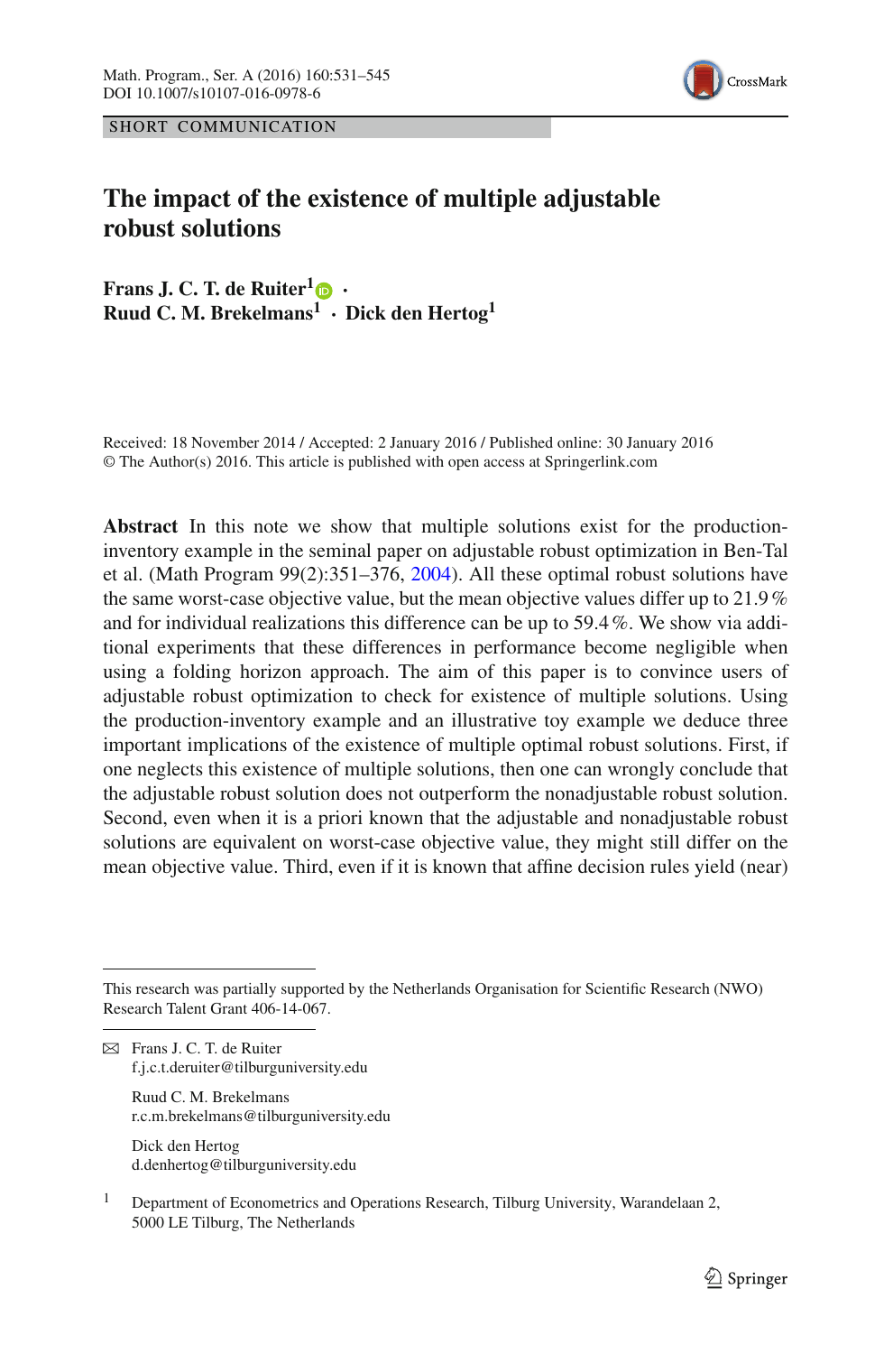SHORT COMMUNICATION

# The impact of the existence of multiple adjustable robust solutions

**Frans J. C. T. de Ruiter**[1] · **Ruud C. M. Brekelmans**[1] · **Dick den Hertog**[1]

Received: 18 November 2014 / Accepted: 2 January 2016 / Published online: 30 January 2016
© The Author(s) 2016. This article is published with open access at Springerlink.com

**Abstract** In this note we show that multiple solutions exist for the production-inventory example in the seminal paper on adjustable robust optimization in Ben-Tal et al. (Math Program 99(2):351–376, 2004). All these optimal robust solutions have the same worst-case objective value, but the mean objective values differ up to 21.9 % and for individual realizations this difference can be up to 59.4 %. We show via additional experiments that these differences in performance become negligible when using a folding horizon approach. The aim of this paper is to convince users of adjustable robust optimization to check for existence of multiple solutions. Using the production-inventory example and an illustrative toy example we deduce three important implications of the existence of multiple optimal robust solutions. First, if one neglects this existence of multiple solutions, then one can wrongly conclude that the adjustable robust solution does not outperform the nonadjustable robust solution. Second, even when it is a priori known that the adjustable and nonadjustable robust solutions are equivalent on worst-case objective value, they might still differ on the mean objective value. Third, even if it is known that affine decision rules yield (near)

---

This research was partially supported by the Netherlands Organisation for Scientific Research (NWO) Research Talent Grant 406-14-067.

---

✉ Frans J. C. T. de Ruiter
f.j.c.t.deruiter@tilburguniversity.edu

Ruud C. M. Brekelmans
r.c.m.brekelmans@tilburguniversity.edu

Dick den Hertog
d.denhertog@tilburguniversity.edu

[1] Department of Econometrics and Operations Research, Tilburg University, Warandelaan 2, 5000 LE Tilburg, The Netherlands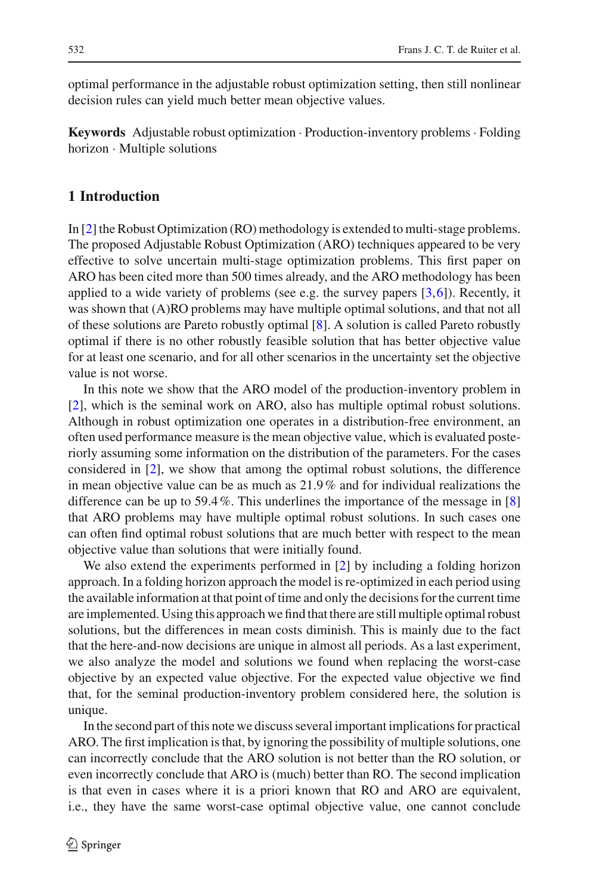optimal performance in the adjustable robust optimization setting, then still nonlinear decision rules can yield much better mean objective values.

**Keywords** Adjustable robust optimization · Production-inventory problems · Folding horizon · Multiple solutions

## 1 Introduction

In [2] the Robust Optimization (RO) methodology is extended to multi-stage problems. The proposed Adjustable Robust Optimization (ARO) techniques appeared to be very effective to solve uncertain multi-stage optimization problems. This first paper on ARO has been cited more than 500 times already, and the ARO methodology has been applied to a wide variety of problems (see e.g. the survey papers [3,6]). Recently, it was shown that (A)RO problems may have multiple optimal solutions, and that not all of these solutions are Pareto robustly optimal [8]. A solution is called Pareto robustly optimal if there is no other robustly feasible solution that has better objective value for at least one scenario, and for all other scenarios in the uncertainty set the objective value is not worse.

In this note we show that the ARO model of the production-inventory problem in [2], which is the seminal work on ARO, also has multiple optimal robust solutions. Although in robust optimization one operates in a distribution-free environment, an often used performance measure is the mean objective value, which is evaluated posteriorly assuming some information on the distribution of the parameters. For the cases considered in [2], we show that among the optimal robust solutions, the difference in mean objective value can be as much as 21.9 % and for individual realizations the difference can be up to 59.4 %. This underlines the importance of the message in [8] that ARO problems may have multiple optimal robust solutions. In such cases one can often find optimal robust solutions that are much better with respect to the mean objective value than solutions that were initially found.

We also extend the experiments performed in [2] by including a folding horizon approach. In a folding horizon approach the model is re-optimized in each period using the available information at that point of time and only the decisions for the current time are implemented. Using this approach we find that there are still multiple optimal robust solutions, but the differences in mean costs diminish. This is mainly due to the fact that the here-and-now decisions are unique in almost all periods. As a last experiment, we also analyze the model and solutions we found when replacing the worst-case objective by an expected value objective. For the expected value objective we find that, for the seminal production-inventory problem considered here, the solution is unique.

In the second part of this note we discuss several important implications for practical ARO. The first implication is that, by ignoring the possibility of multiple solutions, one can incorrectly conclude that the ARO solution is not better than the RO solution, or even incorrectly conclude that ARO is (much) better than RO. The second implication is that even in cases where it is a priori known that RO and ARO are equivalent, i.e., they have the same worst-case optimal objective value, one cannot conclude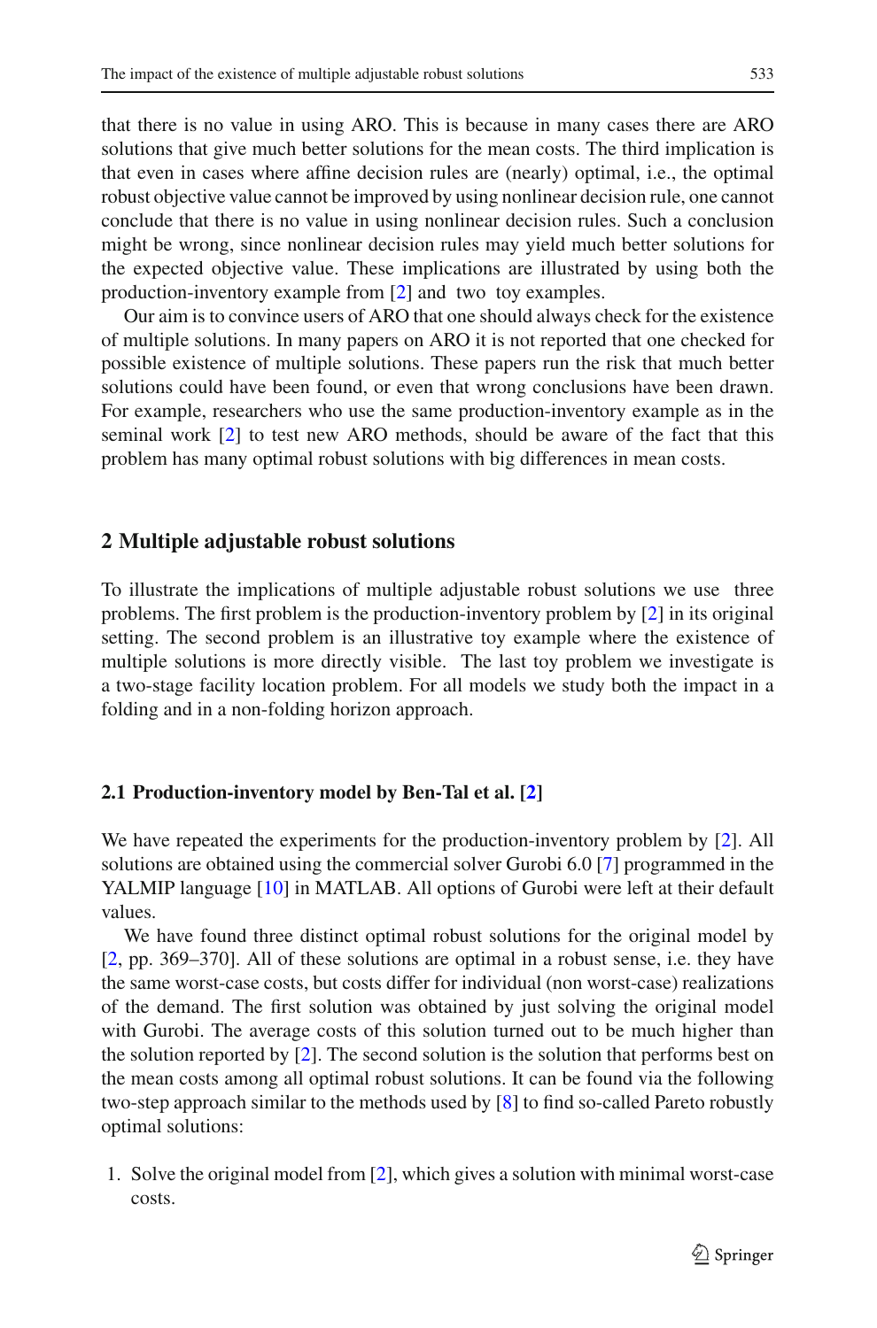that there is no value in using ARO. This is because in many cases there are ARO solutions that give much better solutions for the mean costs. The third implication is that even in cases where affine decision rules are (nearly) optimal, i.e., the optimal robust objective value cannot be improved by using nonlinear decision rule, one cannot conclude that there is no value in using nonlinear decision rules. Such a conclusion might be wrong, since nonlinear decision rules may yield much better solutions for the expected objective value. These implications are illustrated by using both the production-inventory example from [2] and two toy examples.

Our aim is to convince users of ARO that one should always check for the existence of multiple solutions. In many papers on ARO it is not reported that one checked for possible existence of multiple solutions. These papers run the risk that much better solutions could have been found, or even that wrong conclusions have been drawn. For example, researchers who use the same production-inventory example as in the seminal work [2] to test new ARO methods, should be aware of the fact that this problem has many optimal robust solutions with big differences in mean costs.

## 2 Multiple adjustable robust solutions

To illustrate the implications of multiple adjustable robust solutions we use three problems. The first problem is the production-inventory problem by [2] in its original setting. The second problem is an illustrative toy example where the existence of multiple solutions is more directly visible. The last toy problem we investigate is a two-stage facility location problem. For all models we study both the impact in a folding and in a non-folding horizon approach.

### 2.1 Production-inventory model by Ben-Tal et al. [2]

We have repeated the experiments for the production-inventory problem by [2]. All solutions are obtained using the commercial solver Gurobi 6.0 [7] programmed in the YALMIP language [10] in MATLAB. All options of Gurobi were left at their default values.

We have found three distinct optimal robust solutions for the original model by [2, pp. 369–370]. All of these solutions are optimal in a robust sense, i.e. they have the same worst-case costs, but costs differ for individual (non worst-case) realizations of the demand. The first solution was obtained by just solving the original model with Gurobi. The average costs of this solution turned out to be much higher than the solution reported by [2]. The second solution is the solution that performs best on the mean costs among all optimal robust solutions. It can be found via the following two-step approach similar to the methods used by [8] to find so-called Pareto robustly optimal solutions:

1. Solve the original model from [2], which gives a solution with minimal worst-case costs.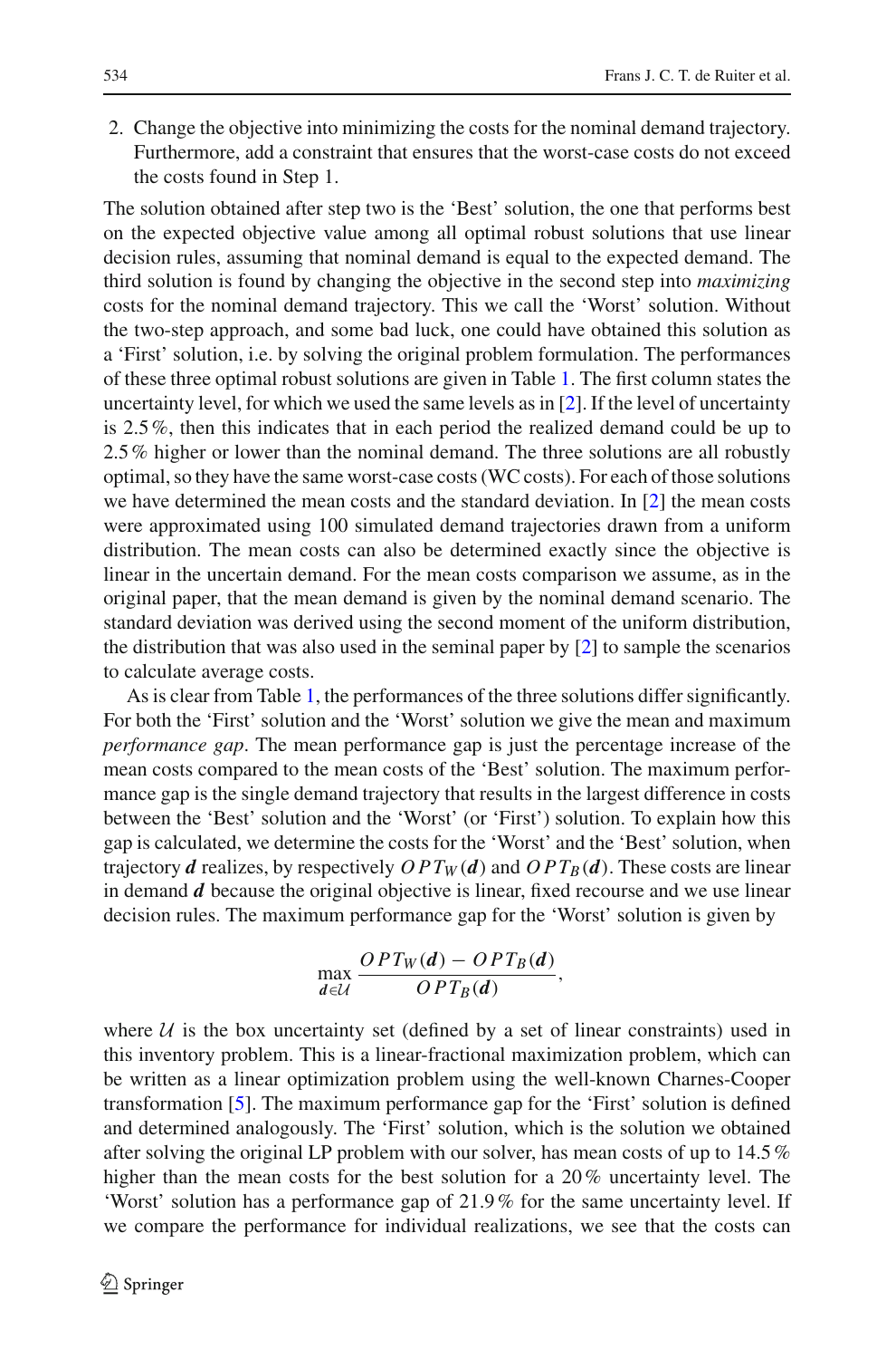2. Change the objective into minimizing the costs for the nominal demand trajectory. Furthermore, add a constraint that ensures that the worst-case costs do not exceed the costs found in Step 1.

The solution obtained after step two is the 'Best' solution, the one that performs best on the expected objective value among all optimal robust solutions that use linear decision rules, assuming that nominal demand is equal to the expected demand. The third solution is found by changing the objective in the second step into *maximizing* costs for the nominal demand trajectory. This we call the 'Worst' solution. Without the two-step approach, and some bad luck, one could have obtained this solution as a 'First' solution, i.e. by solving the original problem formulation. The performances of these three optimal robust solutions are given in Table 1. The first column states the uncertainty level, for which we used the same levels as in [2]. If the level of uncertainty is 2.5 %, then this indicates that in each period the realized demand could be up to 2.5 % higher or lower than the nominal demand. The three solutions are all robustly optimal, so they have the same worst-case costs (WC costs). For each of those solutions we have determined the mean costs and the standard deviation. In [2] the mean costs were approximated using 100 simulated demand trajectories drawn from a uniform distribution. The mean costs can also be determined exactly since the objective is linear in the uncertain demand. For the mean costs comparison we assume, as in the original paper, that the mean demand is given by the nominal demand scenario. The standard deviation was derived using the second moment of the uniform distribution, the distribution that was also used in the seminal paper by [2] to sample the scenarios to calculate average costs.

As is clear from Table 1, the performances of the three solutions differ significantly. For both the 'First' solution and the 'Worst' solution we give the mean and maximum *performance gap*. The mean performance gap is just the percentage increase of the mean costs compared to the mean costs of the 'Best' solution. The maximum performance gap is the single demand trajectory that results in the largest difference in costs between the 'Best' solution and the 'Worst' (or 'First') solution. To explain how this gap is calculated, we determine the costs for the 'Worst' and the 'Best' solution, when trajectory $\boldsymbol{d}$ realizes, by respectively $OPT_W(\boldsymbol{d})$ and $OPT_B(\boldsymbol{d})$. These costs are linear in demand $\boldsymbol{d}$ because the original objective is linear, fixed recourse and we use linear decision rules. The maximum performance gap for the 'Worst' solution is given by

$$\max_{\boldsymbol{d} \in \mathcal{U}} \frac{OPT_W(\boldsymbol{d}) - OPT_B(\boldsymbol{d})}{OPT_B(\boldsymbol{d})},$$

where $\mathcal{U}$ is the box uncertainty set (defined by a set of linear constraints) used in this inventory problem. This is a linear-fractional maximization problem, which can be written as a linear optimization problem using the well-known Charnes-Cooper transformation [5]. The maximum performance gap for the 'First' solution is defined and determined analogously. The 'First' solution, which is the solution we obtained after solving the original LP problem with our solver, has mean costs of up to 14.5 % higher than the mean costs for the best solution for a 20 % uncertainty level. The 'Worst' solution has a performance gap of 21.9 % for the same uncertainty level. If we compare the performance for individual realizations, we see that the costs can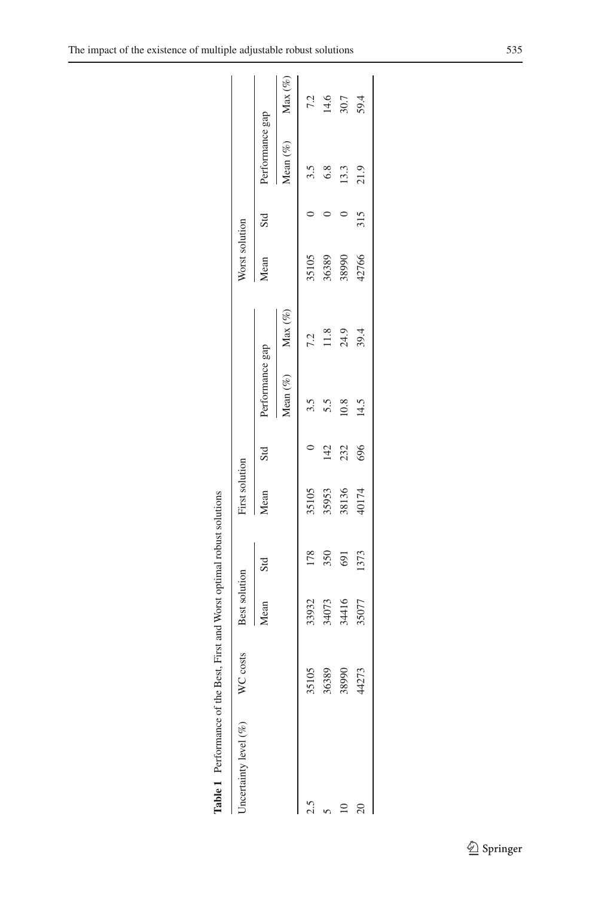**Table 1** Performance of the Best, First and Worst optimal robust solutions

| Uncertainty level (%) | WC costs | Best solution | | First solution | | | | Worst solution | | | |
|---|---|---|---|---|---|---|---|---|---|---|---|
| | | Mean | Std | Mean | Std | Performance gap | | Mean | Std | Performance gap | |
| | | | | | | Mean (%) | Max (%) | | | Mean (%) | Max (%) |
| 2.5 | 35105 | 33932 | 178 | 35105 | 0 | 3.5 | 7.2 | 35105 | 0 | 3.5 | 7.2 |
| 5 | 36389 | 34073 | 350 | 35953 | 142 | 5.5 | 11.8 | 36389 | 0 | 6.8 | 14.6 |
| 10 | 38990 | 34416 | 691 | 38136 | 232 | 10.8 | 24.9 | 38990 | 0 | 13.3 | 30.7 |
| 20 | 44273 | 35077 | 1373 | 40174 | 696 | 14.5 | 39.4 | 42766 | 315 | 21.9 | 59.4 |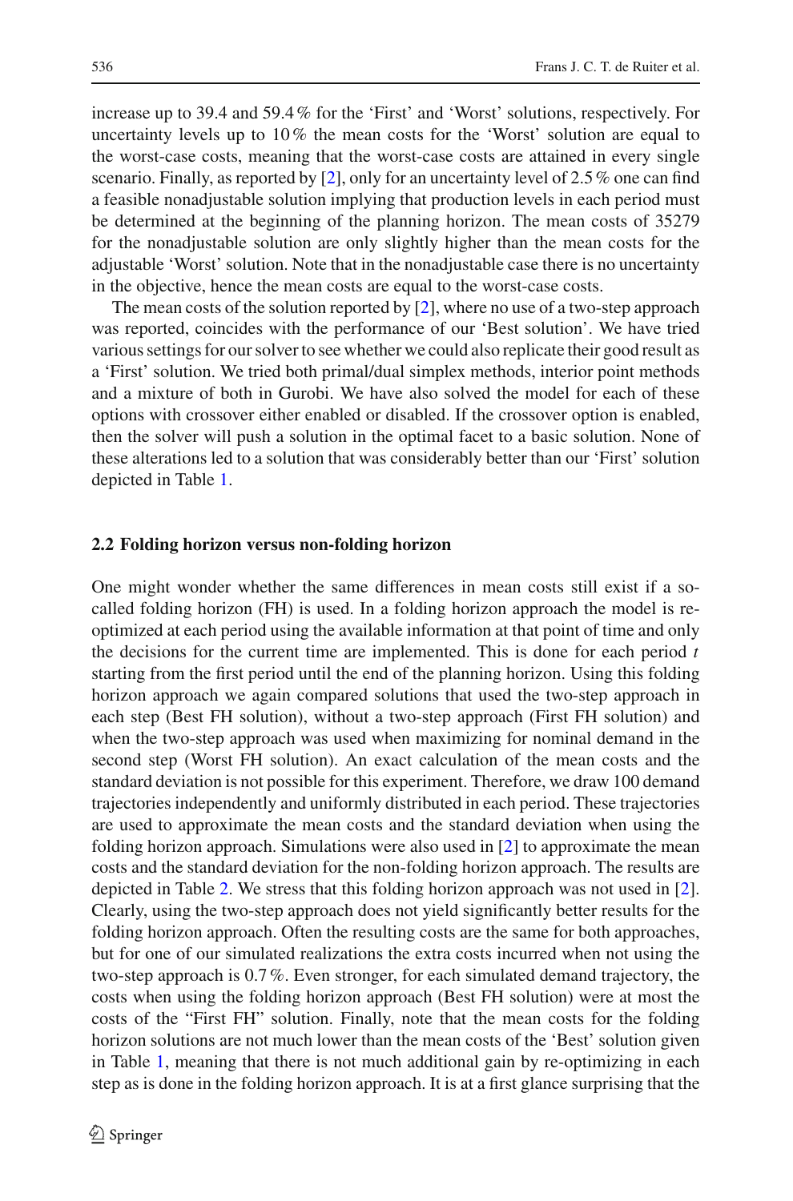increase up to 39.4 and 59.4 % for the 'First' and 'Worst' solutions, respectively. For uncertainty levels up to 10 % the mean costs for the 'Worst' solution are equal to the worst-case costs, meaning that the worst-case costs are attained in every single scenario. Finally, as reported by [2], only for an uncertainty level of 2.5 % one can find a feasible nonadjustable solution implying that production levels in each period must be determined at the beginning of the planning horizon. The mean costs of 35279 for the nonadjustable solution are only slightly higher than the mean costs for the adjustable 'Worst' solution. Note that in the nonadjustable case there is no uncertainty in the objective, hence the mean costs are equal to the worst-case costs.

The mean costs of the solution reported by [2], where no use of a two-step approach was reported, coincides with the performance of our 'Best solution'. We have tried various settings for our solver to see whether we could also replicate their good result as a 'First' solution. We tried both primal/dual simplex methods, interior point methods and a mixture of both in Gurobi. We have also solved the model for each of these options with crossover either enabled or disabled. If the crossover option is enabled, then the solver will push a solution in the optimal facet to a basic solution. None of these alterations led to a solution that was considerably better than our 'First' solution depicted in Table 1.

### 2.2 Folding horizon versus non-folding horizon

One might wonder whether the same differences in mean costs still exist if a so-called folding horizon (FH) is used. In a folding horizon approach the model is re-optimized at each period using the available information at that point of time and only the decisions for the current time are implemented. This is done for each period $t$ starting from the first period until the end of the planning horizon. Using this folding horizon approach we again compared solutions that used the two-step approach in each step (Best FH solution), without a two-step approach (First FH solution) and when the two-step approach was used when maximizing for nominal demand in the second step (Worst FH solution). An exact calculation of the mean costs and the standard deviation is not possible for this experiment. Therefore, we draw 100 demand trajectories independently and uniformly distributed in each period. These trajectories are used to approximate the mean costs and the standard deviation when using the folding horizon approach. Simulations were also used in [2] to approximate the mean costs and the standard deviation for the non-folding horizon approach. The results are depicted in Table 2. We stress that this folding horizon approach was not used in [2]. Clearly, using the two-step approach does not yield significantly better results for the folding horizon approach. Often the resulting costs are the same for both approaches, but for one of our simulated realizations the extra costs incurred when not using the two-step approach is 0.7 %. Even stronger, for each simulated demand trajectory, the costs when using the folding horizon approach (Best FH solution) were at most the costs of the "First FH" solution. Finally, note that the mean costs for the folding horizon solutions are not much lower than the mean costs of the 'Best' solution given in Table 1, meaning that there is not much additional gain by re-optimizing in each step as is done in the folding horizon approach. It is at a first glance surprising that the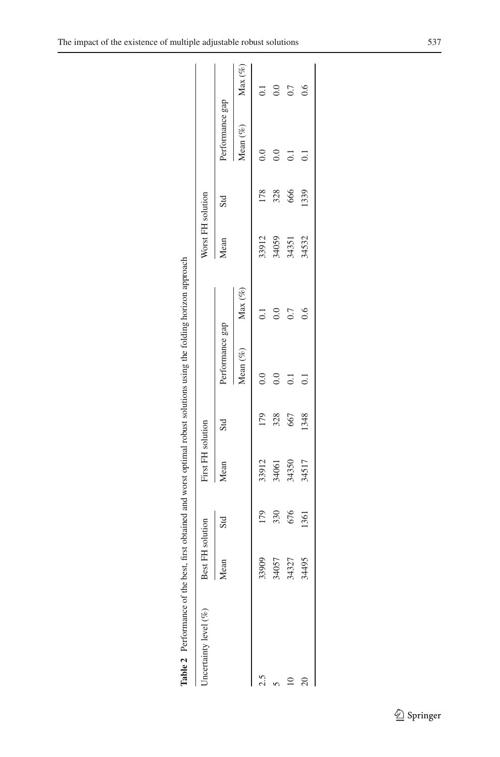**Table 2** Performance of the best, first obtained and worst optimal robust solutions using the folding horizon approach

| Uncertainty level (%) | Best FH solution | | First FH solution | | | | Worst FH solution | | | |
|---|---|---|---|---|---|---|---|---|---|---|
| | | | | | Performance gap | | | | Performance gap | |
| | Mean | Std | Mean | Std | Mean (%) | Max (%) | Mean | Std | Mean (%) | Max (%) |
| 2.5 | 33909 | 179 | 33912 | 179 | 0.0 | 0.1 | 33912 | 178 | 0.0 | 0.1 |
| 5 | 34057 | 330 | 34061 | 328 | 0.0 | 0.0 | 34059 | 328 | 0.0 | 0.0 |
| 10 | 34327 | 676 | 34350 | 667 | 0.1 | 0.7 | 34351 | 666 | 0.1 | 0.7 |
| 20 | 34495 | 1361 | 34517 | 1348 | 0.1 | 0.6 | 34532 | 1339 | 0.1 | 0.6 |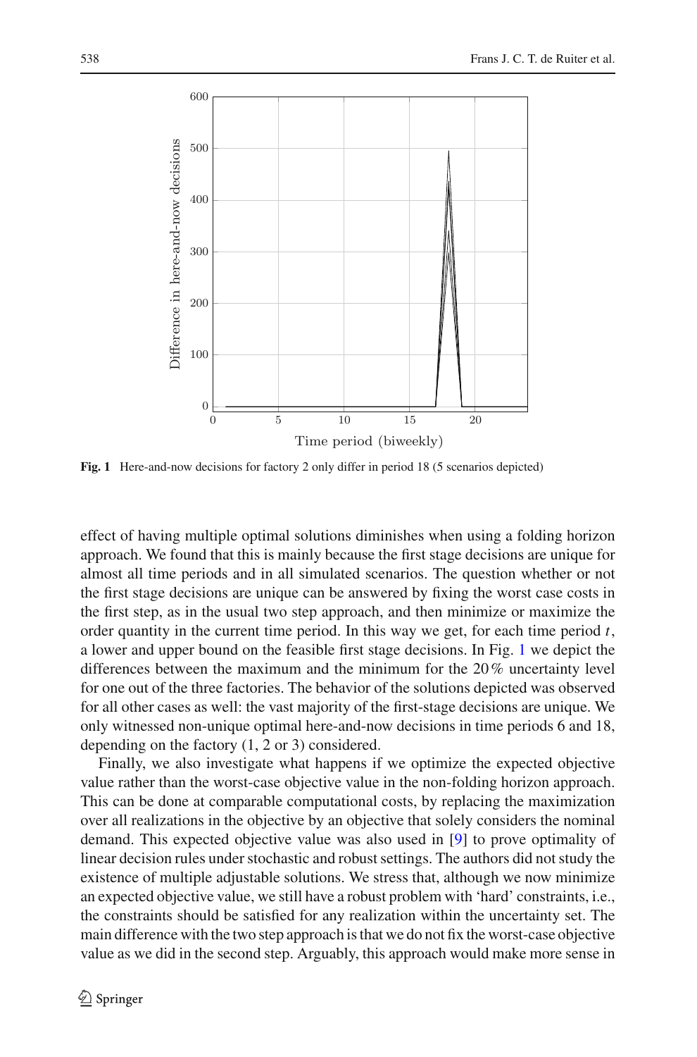**Fig. 1** Here-and-now decisions for factory 2 only differ in period 18 (5 scenarios depicted)

effect of having multiple optimal solutions diminishes when using a folding horizon approach. We found that this is mainly because the first stage decisions are unique for almost all time periods and in all simulated scenarios. The question whether or not the first stage decisions are unique can be answered by fixing the worst case costs in the first step, as in the usual two step approach, and then minimize or maximize the order quantity in the current time period. In this way we get, for each time period $t$, a lower and upper bound on the feasible first stage decisions. In Fig. 1 we depict the differences between the maximum and the minimum for the 20 % uncertainty level for one out of the three factories. The behavior of the solutions depicted was observed for all other cases as well: the vast majority of the first-stage decisions are unique. We only witnessed non-unique optimal here-and-now decisions in time periods 6 and 18, depending on the factory (1, 2 or 3) considered.

Finally, we also investigate what happens if we optimize the expected objective value rather than the worst-case objective value in the non-folding horizon approach. This can be done at comparable computational costs, by replacing the maximization over all realizations in the objective by an objective that solely considers the nominal demand. This expected objective value was also used in [9] to prove optimality of linear decision rules under stochastic and robust settings. The authors did not study the existence of multiple adjustable solutions. We stress that, although we now minimize an expected objective value, we still have a robust problem with 'hard' constraints, i.e., the constraints should be satisfied for any realization within the uncertainty set. The main difference with the two step approach is that we do not fix the worst-case objective value as we did in the second step. Arguably, this approach would make more sense in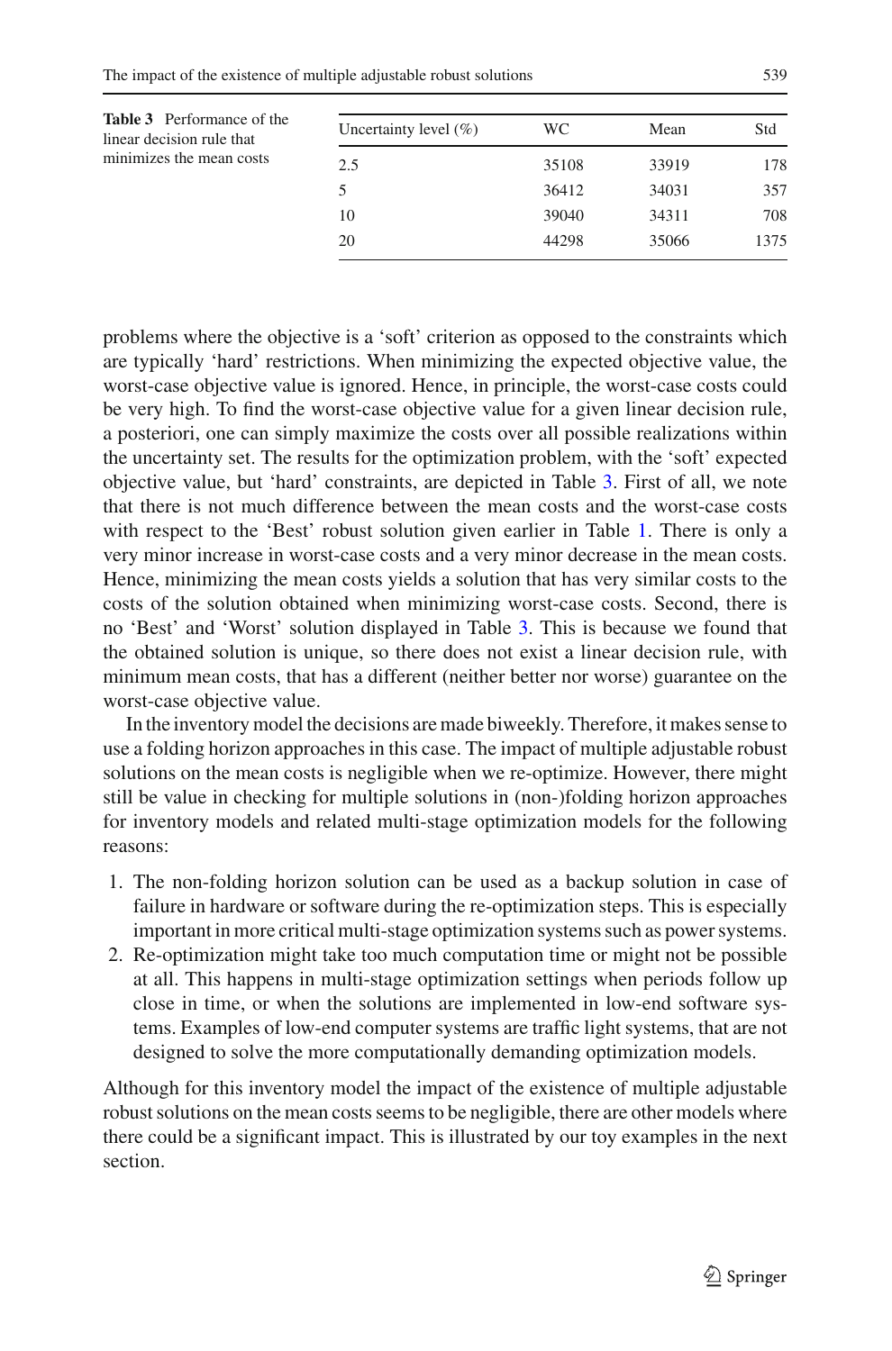**Table 3** Performance of the linear decision rule that minimizes the mean costs

| Uncertainty level (%) | WC | Mean | Std |
|---|---|---|---|
| 2.5 | 35108 | 33919 | 178 |
| 5 | 36412 | 34031 | 357 |
| 10 | 39040 | 34311 | 708 |
| 20 | 44298 | 35066 | 1375 |

problems where the objective is a 'soft' criterion as opposed to the constraints which are typically 'hard' restrictions. When minimizing the expected objective value, the worst-case objective value is ignored. Hence, in principle, the worst-case costs could be very high. To find the worst-case objective value for a given linear decision rule, a posteriori, one can simply maximize the costs over all possible realizations within the uncertainty set. The results for the optimization problem, with the 'soft' expected objective value, but 'hard' constraints, are depicted in Table 3. First of all, we note that there is not much difference between the mean costs and the worst-case costs with respect to the 'Best' robust solution given earlier in Table 1. There is only a very minor increase in worst-case costs and a very minor decrease in the mean costs. Hence, minimizing the mean costs yields a solution that has very similar costs to the costs of the solution obtained when minimizing worst-case costs. Second, there is no 'Best' and 'Worst' solution displayed in Table 3. This is because we found that the obtained solution is unique, so there does not exist a linear decision rule, with minimum mean costs, that has a different (neither better nor worse) guarantee on the worst-case objective value.

In the inventory model the decisions are made biweekly. Therefore, it makes sense to use a folding horizon approaches in this case. The impact of multiple adjustable robust solutions on the mean costs is negligible when we re-optimize. However, there might still be value in checking for multiple solutions in (non-)folding horizon approaches for inventory models and related multi-stage optimization models for the following reasons:

1. The non-folding horizon solution can be used as a backup solution in case of failure in hardware or software during the re-optimization steps. This is especially important in more critical multi-stage optimization systems such as power systems.
2. Re-optimization might take too much computation time or might not be possible at all. This happens in multi-stage optimization settings when periods follow up close in time, or when the solutions are implemented in low-end software systems. Examples of low-end computer systems are traffic light systems, that are not designed to solve the more computationally demanding optimization models.

Although for this inventory model the impact of the existence of multiple adjustable robust solutions on the mean costs seems to be negligible, there are other models where there could be a significant impact. This is illustrated by our toy examples in the next section.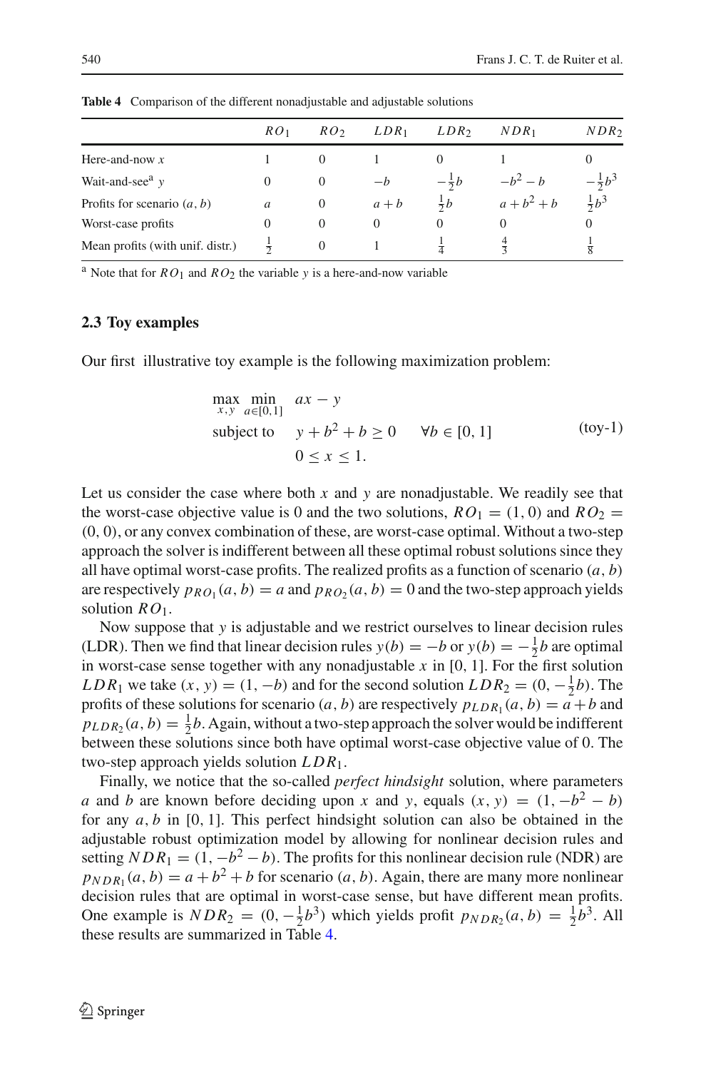**Table 4** Comparison of the different nonadjustable and adjustable solutions

| | $RO_1$ | $RO_2$ | $LDR_1$ | $LDR_2$ | $NDR_1$ | $NDR_2$ |
|---|---|---|---|---|---|---|
| Here-and-now $x$ | 1 | 0 | 1 | 0 | 1 | 0 |
| Wait-and-see[a] $y$ | 0 | 0 | $-b$ | $-\frac{1}{2}b$ | $-b^2 - b$ | $-\frac{1}{2}b^3$ |
| Profits for scenario $(a, b)$ | $a$ | 0 | $a + b$ | $\frac{1}{2}b$ | $a + b^2 + b$ | $\frac{1}{2}b^3$ |
| Worst-case profits | 0 | 0 | 0 | 0 | 0 | 0 |
| Mean profits (with unif. distr.) | $\frac{1}{2}$ | 0 | 1 | $\frac{1}{4}$ | $\frac{4}{3}$ | $\frac{1}{8}$ |

[a] Note that for $RO_1$ and $RO_2$ the variable $y$ is a here-and-now variable

### 2.3 Toy examples

Our first illustrative toy example is the following maximization problem:

$$
\begin{aligned}
\max_{x,y} \min_{a \in [0,1]} \quad & ax - y \\
\text{subject to} \quad & y + b^2 + b \geq 0 \qquad \forall b \in [0, 1] \\
& 0 \leq x \leq 1.
\end{aligned}
\tag{toy-1}
$$

Let us consider the case where both $x$ and $y$ are nonadjustable. We readily see that the worst-case objective value is 0 and the two solutions, $RO_1 = (1, 0)$ and $RO_2 = (0, 0)$, or any convex combination of these, are worst-case optimal. Without a two-step approach the solver is indifferent between all these optimal robust solutions since they all have optimal worst-case profits. The realized profits as a function of scenario $(a, b)$ are respectively $p_{RO_1}(a, b) = a$ and $p_{RO_2}(a, b) = 0$ and the two-step approach yields solution $RO_1$.

Now suppose that $y$ is adjustable and we restrict ourselves to linear decision rules (LDR). Then we find that linear decision rules $y(b) = -b$ or $y(b) = -\frac{1}{2}b$ are optimal in worst-case sense together with any nonadjustable $x$ in $[0, 1]$. For the first solution $LDR_1$ we take $(x, y) = (1, -b)$ and for the second solution $LDR_2 = (0, -\frac{1}{2}b)$. The profits of these solutions for scenario $(a, b)$ are respectively $p_{LDR_1}(a, b) = a + b$ and $p_{LDR_2}(a, b) = \frac{1}{2}b$. Again, without a two-step approach the solver would be indifferent between these solutions since both have optimal worst-case objective value of 0. The two-step approach yields solution $LDR_1$.

Finally, we notice that the so-called *perfect hindsight* solution, where parameters $a$ and $b$ are known before deciding upon $x$ and $y$, equals $(x, y) = (1, -b^2 - b)$ for any $a, b$ in $[0, 1]$. This perfect hindsight solution can also be obtained in the adjustable robust optimization model by allowing for nonlinear decision rules and setting $NDR_1 = (1, -b^2 - b)$. The profits for this nonlinear decision rule (NDR) are $p_{NDR_1}(a, b) = a + b^2 + b$ for scenario $(a, b)$. Again, there are many more nonlinear decision rules that are optimal in worst-case sense, but have different mean profits. One example is $NDR_2 = (0, -\frac{1}{2}b^3)$ which yields profit $p_{NDR_2}(a, b) = \frac{1}{2}b^3$. All these results are summarized in Table 4.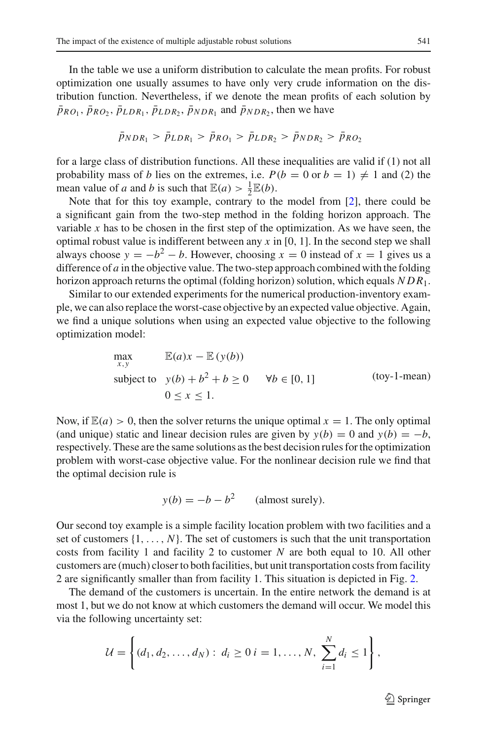In the table we use a uniform distribution to calculate the mean profits. For robust optimization one usually assumes to have only very crude information on the distribution function. Nevertheless, if we denote the mean profits of each solution by $\bar{p}_{RO_1}$, $\bar{p}_{RO_2}$, $\bar{p}_{LDR_1}$, $\bar{p}_{LDR_2}$, $\bar{p}_{NDR_1}$ and $\bar{p}_{NDR_2}$, then we have

$$\bar{p}_{NDR_1} > \bar{p}_{LDR_1} > \bar{p}_{RO_1} > \bar{p}_{LDR_2} > \bar{p}_{NDR_2} > \bar{p}_{RO_2}$$

for a large class of distribution functions. All these inequalities are valid if (1) not all probability mass of $b$ lies on the extremes, i.e. $P(b = 0 \text{ or } b = 1) \neq 1$ and (2) the mean value of $a$ and $b$ is such that $\mathbb{E}(a) > \frac{1}{2}\mathbb{E}(b)$.

Note that for this toy example, contrary to the model from [2], there could be a significant gain from the two-step method in the folding horizon approach. The variable $x$ has to be chosen in the first step of the optimization. As we have seen, the optimal robust value is indifferent between any $x$ in $[0, 1]$. In the second step we shall always choose $y = -b^2 - b$. However, choosing $x = 0$ instead of $x = 1$ gives us a difference of $a$ in the objective value. The two-step approach combined with the folding horizon approach returns the optimal (folding horizon) solution, which equals $NDR_1$.

Similar to our extended experiments for the numerical production-inventory example, we can also replace the worst-case objective by an expected value objective. Again, we find a unique solutions when using an expected value objective to the following optimization model:

$$\begin{aligned}
\max_{x,y} \quad & \mathbb{E}(a)x - \mathbb{E}(y(b)) \\
\text{subject to} \quad & y(b) + b^2 + b \geq 0 \qquad \forall b \in [0, 1] \\
& 0 \leq x \leq 1.
\end{aligned} \tag{toy-1-mean}$$

Now, if $\mathbb{E}(a) > 0$, then the solver returns the unique optimal $x = 1$. The only optimal (and unique) static and linear decision rules are given by $y(b) = 0$ and $y(b) = -b$, respectively. These are the same solutions as the best decision rules for the optimization problem with worst-case objective value. For the nonlinear decision rule we find that the optimal decision rule is

$$y(b) = -b - b^2 \qquad \text{(almost surely)}.$$

Our second toy example is a simple facility location problem with two facilities and a set of customers $\{1, \ldots, N\}$. The set of customers is such that the unit transportation costs from facility 1 and facility 2 to customer $N$ are both equal to 10. All other customers are (much) closer to both facilities, but unit transportation costs from facility 2 are significantly smaller than from facility 1. This situation is depicted in Fig. 2.

The demand of the customers is uncertain. In the entire network the demand is at most 1, but we do not know at which customers the demand will occur. We model this via the following uncertainty set:

$$\mathcal{U} = \left\{ (d_1, d_2, \ldots, d_N) : \ d_i \geq 0 \ i = 1, \ldots, N, \ \sum_{i=1}^{N} d_i \leq 1 \right\},$$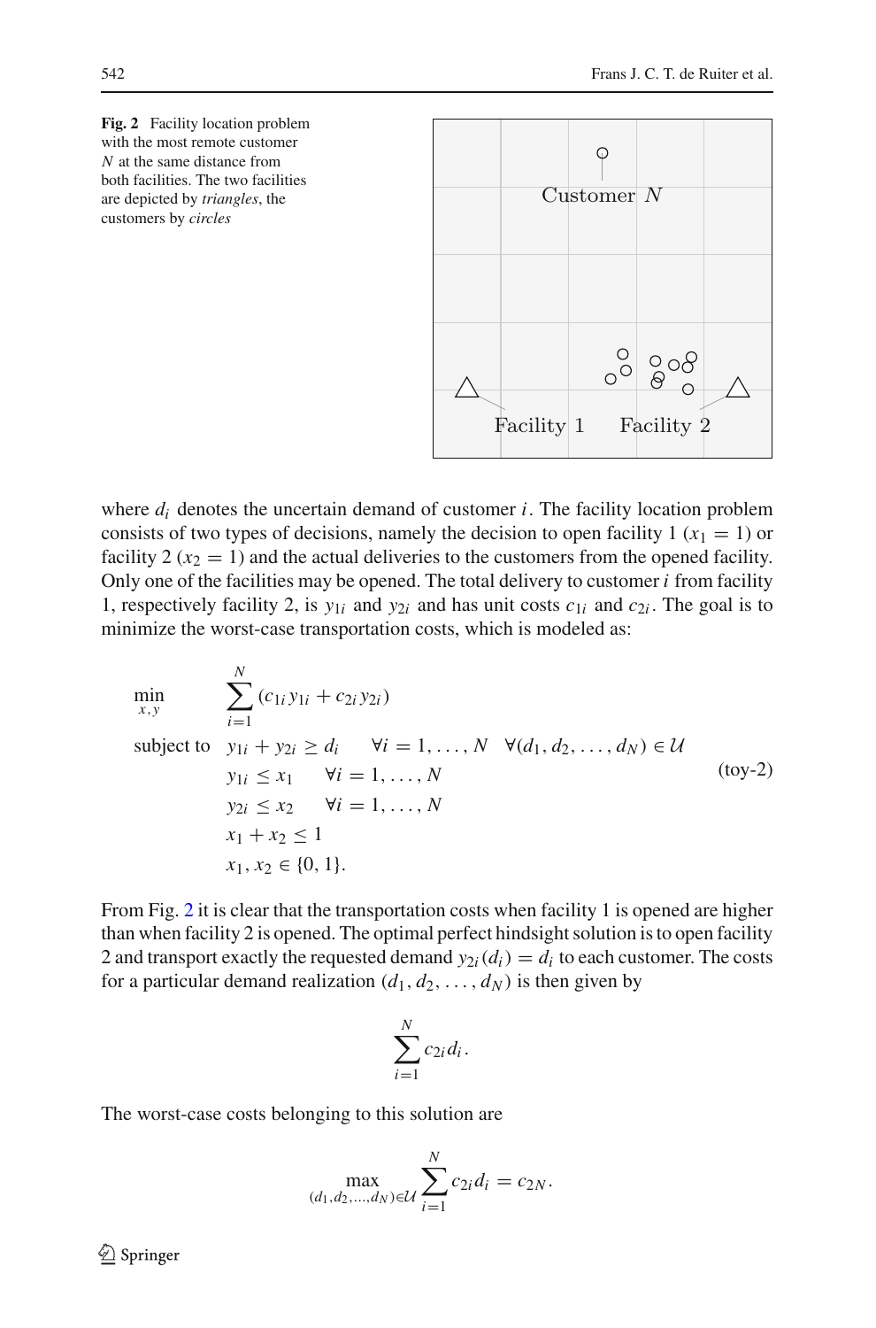**Fig. 2** Facility location problem with the most remote customer $N$ at the same distance from both facilities. The two facilities are depicted by *triangles*, the customers by *circles*

where $d_i$ denotes the uncertain demand of customer $i$. The facility location problem consists of two types of decisions, namely the decision to open facility 1 ($x_1 = 1$) or facility 2 ($x_2 = 1$) and the actual deliveries to the customers from the opened facility. Only one of the facilities may be opened. The total delivery to customer $i$ from facility 1, respectively facility 2, is $y_{1i}$ and $y_{2i}$ and has unit costs $c_{1i}$ and $c_{2i}$. The goal is to minimize the worst-case transportation costs, which is modeled as:

$$
\begin{aligned}
\min_{x,y} \quad & \sum_{i=1}^{N} (c_{1i} y_{1i} + c_{2i} y_{2i}) \\
\text{subject to} \quad & y_{1i} + y_{2i} \geq d_i \qquad \forall i = 1, \ldots, N \quad \forall (d_1, d_2, \ldots, d_N) \in \mathcal{U} \\
& y_{1i} \leq x_1 \qquad \forall i = 1, \ldots, N \\
& y_{2i} \leq x_2 \qquad \forall i = 1, \ldots, N \\
& x_1 + x_2 \leq 1 \\
& x_1, x_2 \in \{0, 1\}.
\end{aligned}
\tag{toy-2}
$$

From Fig. 2 it is clear that the transportation costs when facility 1 is opened are higher than when facility 2 is opened. The optimal perfect hindsight solution is to open facility 2 and transport exactly the requested demand $y_{2i}(d_i) = d_i$ to each customer. The costs for a particular demand realization $(d_1, d_2, \ldots, d_N)$ is then given by

$$\sum_{i=1}^{N} c_{2i} d_i.$$

The worst-case costs belonging to this solution are

$$\max_{(d_1, d_2, \ldots, d_N) \in \mathcal{U}} \sum_{i=1}^{N} c_{2i} d_i = c_{2N}.$$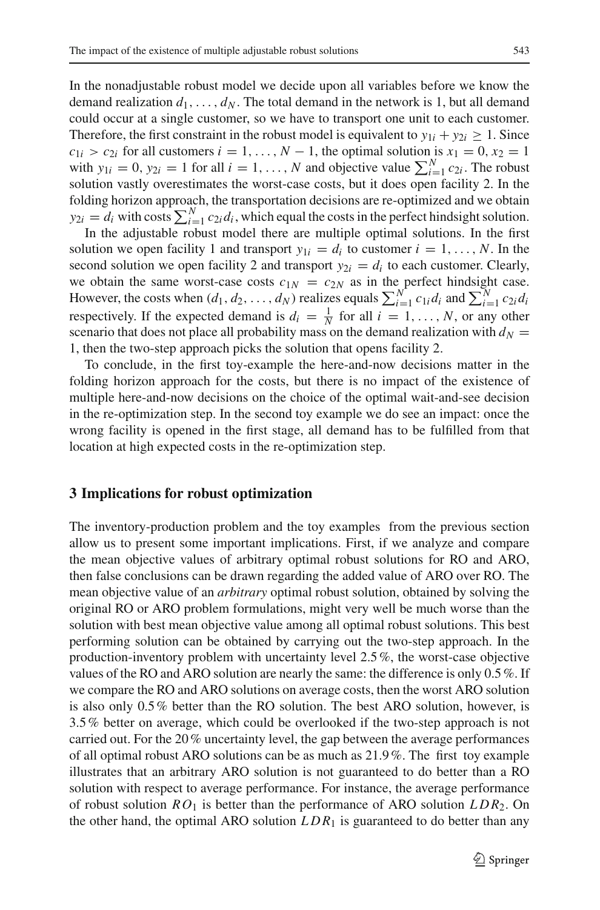In the nonadjustable robust model we decide upon all variables before we know the demand realization $d_1, \ldots, d_N$. The total demand in the network is 1, but all demand could occur at a single customer, so we have to transport one unit to each customer. Therefore, the first constraint in the robust model is equivalent to $y_{1i} + y_{2i} \geq 1$. Since $c_{1i} > c_{2i}$ for all customers $i = 1, \ldots, N-1$, the optimal solution is $x_1 = 0, x_2 = 1$ with $y_{1i} = 0, y_{2i} = 1$ for all $i = 1, \ldots, N$ and objective value $\sum_{i=1}^{N} c_{2i}$. The robust solution vastly overestimates the worst-case costs, but it does open facility 2. In the folding horizon approach, the transportation decisions are re-optimized and we obtain $y_{2i} = d_i$ with costs $\sum_{i=1}^{N} c_{2i} d_i$, which equal the costs in the perfect hindsight solution.

In the adjustable robust model there are multiple optimal solutions. In the first solution we open facility 1 and transport $y_{1i} = d_i$ to customer $i = 1, \ldots, N$. In the second solution we open facility 2 and transport $y_{2i} = d_i$ to each customer. Clearly, we obtain the same worst-case costs $c_{1N} = c_{2N}$ as in the perfect hindsight case. However, the costs when $(d_1, d_2, \ldots, d_N)$ realizes equals $\sum_{i=1}^{N} c_{1i} d_i$ and $\sum_{i=1}^{N} c_{2i} d_i$ respectively. If the expected demand is $d_i = \frac{1}{N}$ for all $i = 1, \ldots, N$, or any other scenario that does not place all probability mass on the demand realization with $d_N = 1$, then the two-step approach picks the solution that opens facility 2.

To conclude, in the first toy-example the here-and-now decisions matter in the folding horizon approach for the costs, but there is no impact of the existence of multiple here-and-now decisions on the choice of the optimal wait-and-see decision in the re-optimization step. In the second toy example we do see an impact: once the wrong facility is opened in the first stage, all demand has to be fulfilled from that location at high expected costs in the re-optimization step.

## 3 Implications for robust optimization

The inventory-production problem and the toy examples from the previous section allow us to present some important implications. First, if we analyze and compare the mean objective values of arbitrary optimal robust solutions for RO and ARO, then false conclusions can be drawn regarding the added value of ARO over RO. The mean objective value of an *arbitrary* optimal robust solution, obtained by solving the original RO or ARO problem formulations, might very well be much worse than the solution with best mean objective value among all optimal robust solutions. This best performing solution can be obtained by carrying out the two-step approach. In the production-inventory problem with uncertainty level 2.5 %, the worst-case objective values of the RO and ARO solution are nearly the same: the difference is only 0.5 %. If we compare the RO and ARO solutions on average costs, then the worst ARO solution is also only 0.5 % better than the RO solution. The best ARO solution, however, is 3.5 % better on average, which could be overlooked if the two-step approach is not carried out. For the 20 % uncertainty level, the gap between the average performances of all optimal robust ARO solutions can be as much as 21.9 %. The first toy example illustrates that an arbitrary ARO solution is not guaranteed to do better than a RO solution with respect to average performance. For instance, the average performance of robust solution $RO_1$ is better than the performance of ARO solution $LDR_2$. On the other hand, the optimal ARO solution $LDR_1$ is guaranteed to do better than any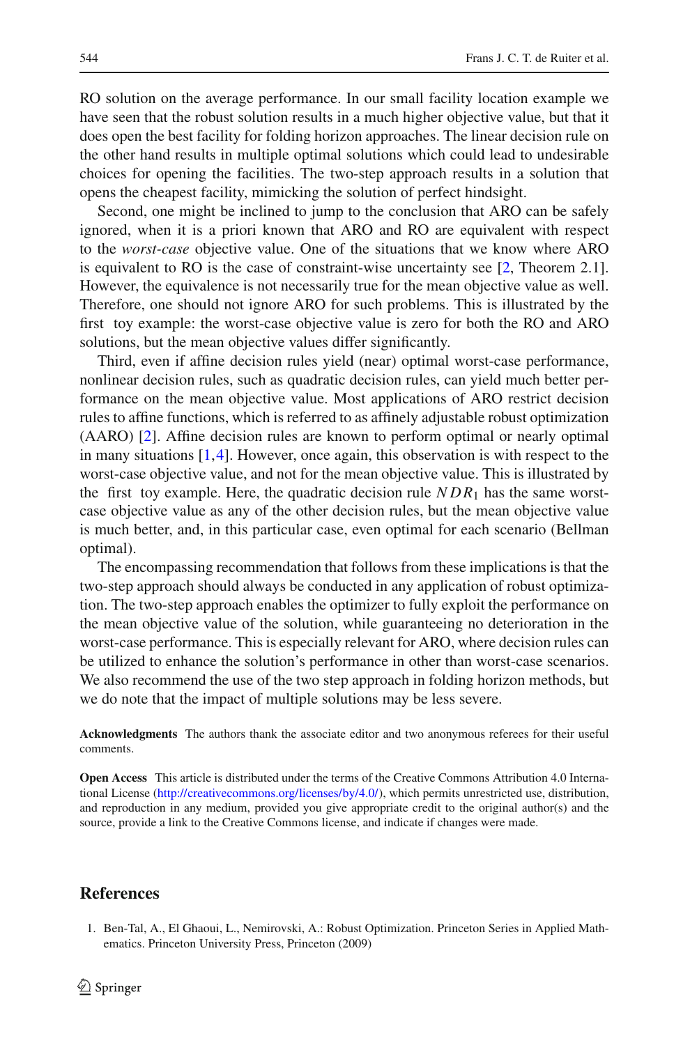RO solution on the average performance. In our small facility location example we have seen that the robust solution results in a much higher objective value, but that it does open the best facility for folding horizon approaches. The linear decision rule on the other hand results in multiple optimal solutions which could lead to undesirable choices for opening the facilities. The two-step approach results in a solution that opens the cheapest facility, mimicking the solution of perfect hindsight.

Second, one might be inclined to jump to the conclusion that ARO can be safely ignored, when it is a priori known that ARO and RO are equivalent with respect to the *worst-case* objective value. One of the situations that we know where ARO is equivalent to RO is the case of constraint-wise uncertainty see [2, Theorem 2.1]. However, the equivalence is not necessarily true for the mean objective value as well. Therefore, one should not ignore ARO for such problems. This is illustrated by the first toy example: the worst-case objective value is zero for both the RO and ARO solutions, but the mean objective values differ significantly.

Third, even if affine decision rules yield (near) optimal worst-case performance, nonlinear decision rules, such as quadratic decision rules, can yield much better performance on the mean objective value. Most applications of ARO restrict decision rules to affine functions, which is referred to as affinely adjustable robust optimization (AARO) [2]. Affine decision rules are known to perform optimal or nearly optimal in many situations [1,4]. However, once again, this observation is with respect to the worst-case objective value, and not for the mean objective value. This is illustrated by the first toy example. Here, the quadratic decision rule $NDR_1$ has the same worst-case objective value as any of the other decision rules, but the mean objective value is much better, and, in this particular case, even optimal for each scenario (Bellman optimal).

The encompassing recommendation that follows from these implications is that the two-step approach should always be conducted in any application of robust optimization. The two-step approach enables the optimizer to fully exploit the performance on the mean objective value of the solution, while guaranteeing no deterioration in the worst-case performance. This is especially relevant for ARO, where decision rules can be utilized to enhance the solution's performance in other than worst-case scenarios. We also recommend the use of the two step approach in folding horizon methods, but we do note that the impact of multiple solutions may be less severe.

**Acknowledgments** The authors thank the associate editor and two anonymous referees for their useful comments.

**Open Access** This article is distributed under the terms of the Creative Commons Attribution 4.0 International License (http://creativecommons.org/licenses/by/4.0/), which permits unrestricted use, distribution, and reproduction in any medium, provided you give appropriate credit to the original author(s) and the source, provide a link to the Creative Commons license, and indicate if changes were made.

## References

1. Ben-Tal, A., El Ghaoui, L., Nemirovski, A.: Robust Optimization. Princeton Series in Applied Mathematics. Princeton University Press, Princeton (2009)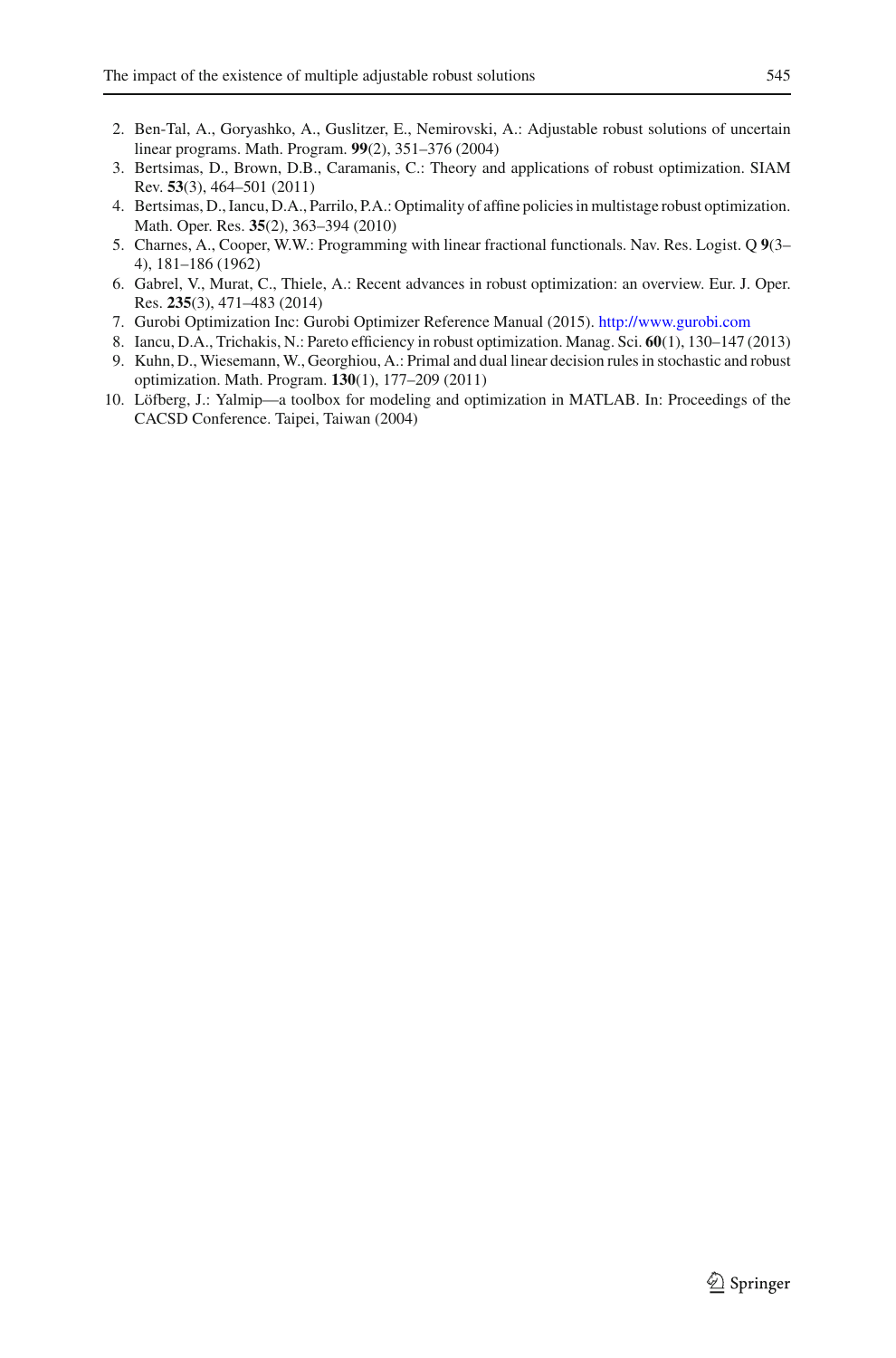2. Ben-Tal, A., Goryashko, A., Guslitzer, E., Nemirovski, A.: Adjustable robust solutions of uncertain linear programs. Math. Program. **99**(2), 351–376 (2004)
3. Bertsimas, D., Brown, D.B., Caramanis, C.: Theory and applications of robust optimization. SIAM Rev. **53**(3), 464–501 (2011)
4. Bertsimas, D., Iancu, D.A., Parrilo, P.A.: Optimality of affine policies in multistage robust optimization. Math. Oper. Res. **35**(2), 363–394 (2010)
5. Charnes, A., Cooper, W.W.: Programming with linear fractional functionals. Nav. Res. Logist. Q **9**(3–4), 181–186 (1962)
6. Gabrel, V., Murat, C., Thiele, A.: Recent advances in robust optimization: an overview. Eur. J. Oper. Res. **235**(3), 471–483 (2014)
7. Gurobi Optimization Inc: Gurobi Optimizer Reference Manual (2015). http://www.gurobi.com
8. Iancu, D.A., Trichakis, N.: Pareto efficiency in robust optimization. Manag. Sci. **60**(1), 130–147 (2013)
9. Kuhn, D., Wiesemann, W., Georghiou, A.: Primal and dual linear decision rules in stochastic and robust optimization. Math. Program. **130**(1), 177–209 (2011)
10. Löfberg, J.: Yalmip—a toolbox for modeling and optimization in MATLAB. In: Proceedings of the CACSD Conference. Taipei, Taiwan (2004)